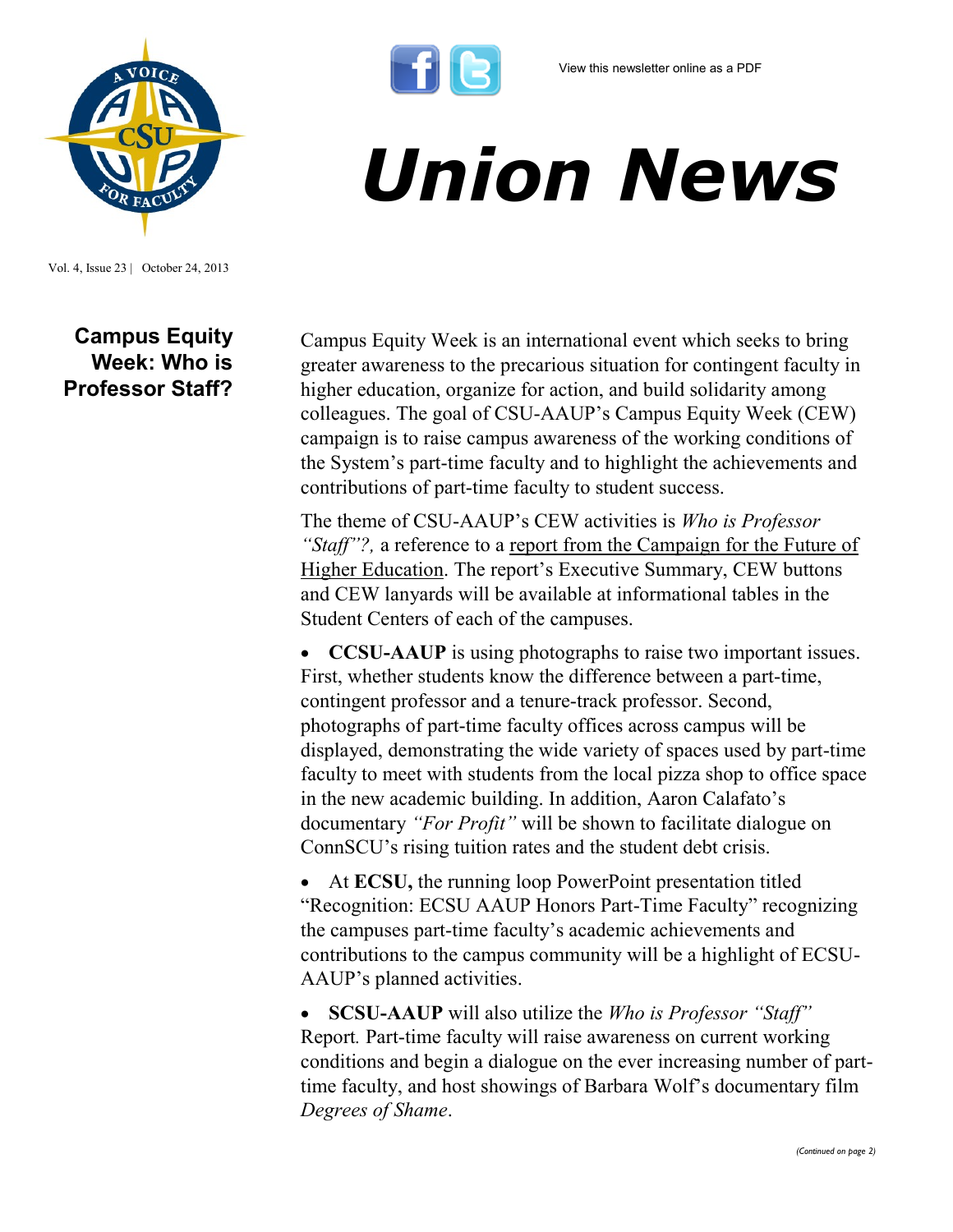View this newsletter online as a PDF

# Union News

Vol. 4, Issue 23 | October 24, 2013

## Campus Equity Week: Who is Professor Staff?

Campus Equity Week is an international event which seeks to bring greater awareness to the precarious situation for contingent faculty in higher education, organize for action, and build solidarity among colleagues. The goal of CSU-AAUP's Campus Equity Week (CEW) campaign is to raise campus awareness of the working conditions of the System's part-time faculty and to highlight the achievements and contributions of part-time faculty to student success.

The theme of CSU-AAUP's CEW activities is *Who is Professor "Staff"?,* a reference to a report from the Campaign for the Future of Higher Education. The report's Executive Summary, CEW buttons and CEW lanyards will be available at informational tables in the Student Centers of each of the campuses.

- **CCSU-AAUP** is using photographs to raise two important issues. First, whether students know the difference between a part-time, contingent professor and a tenure-track professor. Second, photographs of part-time faculty offices across campus will be displayed, demonstrating the wide variety of spaces used by part-time faculty to meet with students from the local pizza shop to office space in the new academic building. In addition, Aaron Calafato's documentary *"For Profit"* will be shown to facilitate dialogue on ConnSCU's rising tuition rates and the student debt crisis.

- At **ECSU,** the running loop PowerPoint presentation titled "Recognition: ECSU AAUP Honors Part-Time Faculty" recognizing the campuses part-time faculty's academic achievements and contributions to the campus community will be a highlight of ECSU-AAUP's planned activities.

- **SCSU-AAUP** will also utilize the *Who is Professor "Staff"* Report*.* Part-time faculty will raise awareness on current working conditions and begin a dialogue on the ever increasing number of part-time faculty, and host showings of Barbara Wolf's documentary film *Degrees of Shame*.

*(Continued on page 2)*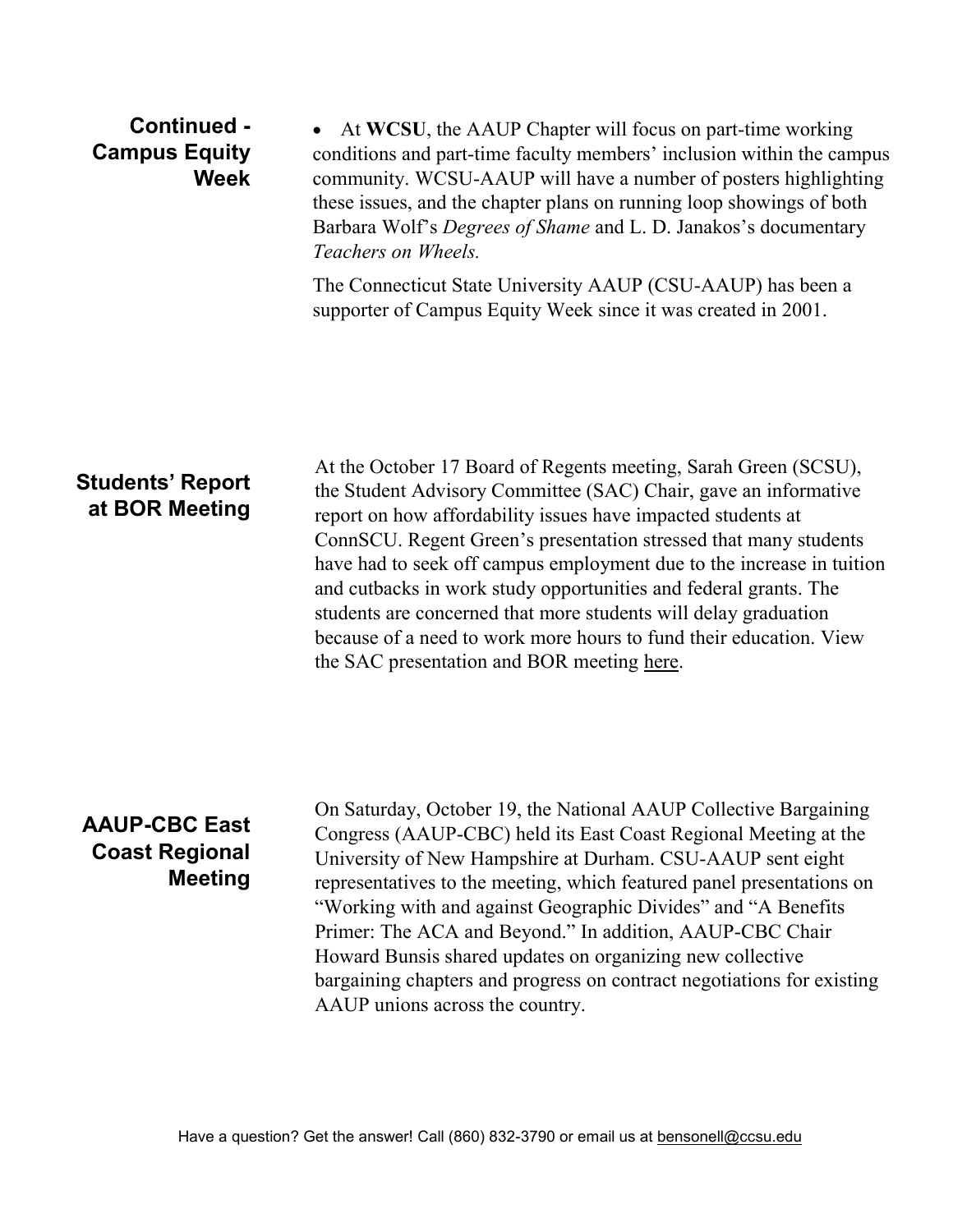## Continued - Campus Equity Week

- At **WCSU**, the AAUP Chapter will focus on part-time working conditions and part-time faculty members' inclusion within the campus community. WCSU-AAUP will have a number of posters highlighting these issues, and the chapter plans on running loop showings of both Barbara Wolf's *Degrees of Shame* and L. D. Janakos's documentary *Teachers on Wheels.*

The Connecticut State University AAUP (CSU-AAUP) has been a supporter of Campus Equity Week since it was created in 2001.

## Students' Report at BOR Meeting

At the October 17 Board of Regents meeting, Sarah Green (SCSU), the Student Advisory Committee (SAC) Chair, gave an informative report on how affordability issues have impacted students at ConnSCU. Regent Green's presentation stressed that many students have had to seek off campus employment due to the increase in tuition and cutbacks in work study opportunities and federal grants. The students are concerned that more students will delay graduation because of a need to work more hours to fund their education. View the SAC presentation and BOR meeting here.

## AAUP-CBC East Coast Regional Meeting

On Saturday, October 19, the National AAUP Collective Bargaining Congress (AAUP-CBC) held its East Coast Regional Meeting at the University of New Hampshire at Durham. CSU-AAUP sent eight representatives to the meeting, which featured panel presentations on "Working with and against Geographic Divides" and "A Benefits Primer: The ACA and Beyond." In addition, AAUP-CBC Chair Howard Bunsis shared updates on organizing new collective bargaining chapters and progress on contract negotiations for existing AAUP unions across the country.

Have a question? Get the answer! Call (860) 832-3790 or email us at bensonell@ccsu.edu